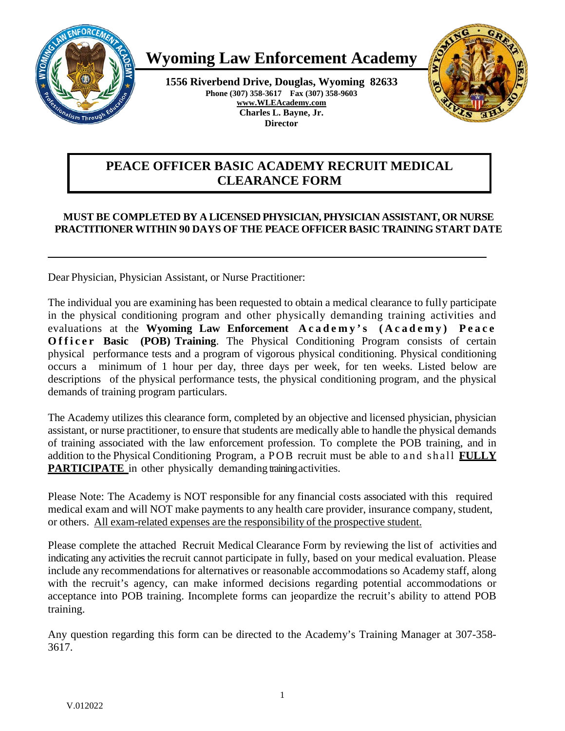# Wyoming Law Enforcement Academy

**1556 Riverbend Drive, Douglas, Wyoming 82633**
**Phone (307) 358-3617 Fax (307) 358-9603**
**www.WLEAcademy.com**
**Charles L. Bayne, Jr.**
**Director**

## PEACE OFFICER BASIC ACADEMY RECRUIT MEDICAL CLEARANCE FORM

**MUST BE COMPLETED BY A LICENSED PHYSICIAN, PHYSICIAN ASSISTANT, OR NURSE PRACTITIONER WITHIN 90 DAYS OF THE PEACE OFFICER BASIC TRAINING START DATE**

---

Dear Physician, Physician Assistant, or Nurse Practitioner:

The individual you are examining has been requested to obtain a medical clearance to fully participate in the physical conditioning program and other physically demanding training activities and evaluations at the **Wyoming Law Enforcement Academy's (Academy) Peace Officer Basic (POB) Training**. The Physical Conditioning Program consists of certain physical performance tests and a program of vigorous physical conditioning. Physical conditioning occurs a minimum of 1 hour per day, three days per week, for ten weeks. Listed below are descriptions of the physical performance tests, the physical conditioning program, and the physical demands of training program particulars.

The Academy utilizes this clearance form, completed by an objective and licensed physician, physician assistant, or nurse practitioner, to ensure that students are medically able to handle the physical demands of training associated with the law enforcement profession. To complete the POB training, and in addition to the Physical Conditioning Program, a POB recruit must be able to and shall **<u>FULLY PARTICIPATE</u>** in other physically demanding training activities.

Please Note: The Academy is NOT responsible for any financial costs associated with this required medical exam and will NOT make payments to any health care provider, insurance company, student, or others. <u>All exam-related expenses are the responsibility of the prospective student.</u>

Please complete the attached Recruit Medical Clearance Form by reviewing the list of activities and indicating any activities the recruit cannot participate in fully, based on your medical evaluation. Please include any recommendations for alternatives or reasonable accommodations so Academy staff, along with the recruit's agency, can make informed decisions regarding potential accommodations or acceptance into POB training. Incomplete forms can jeopardize the recruit's ability to attend POB training.

Any question regarding this form can be directed to the Academy's Training Manager at 307-358-3617.

V.012022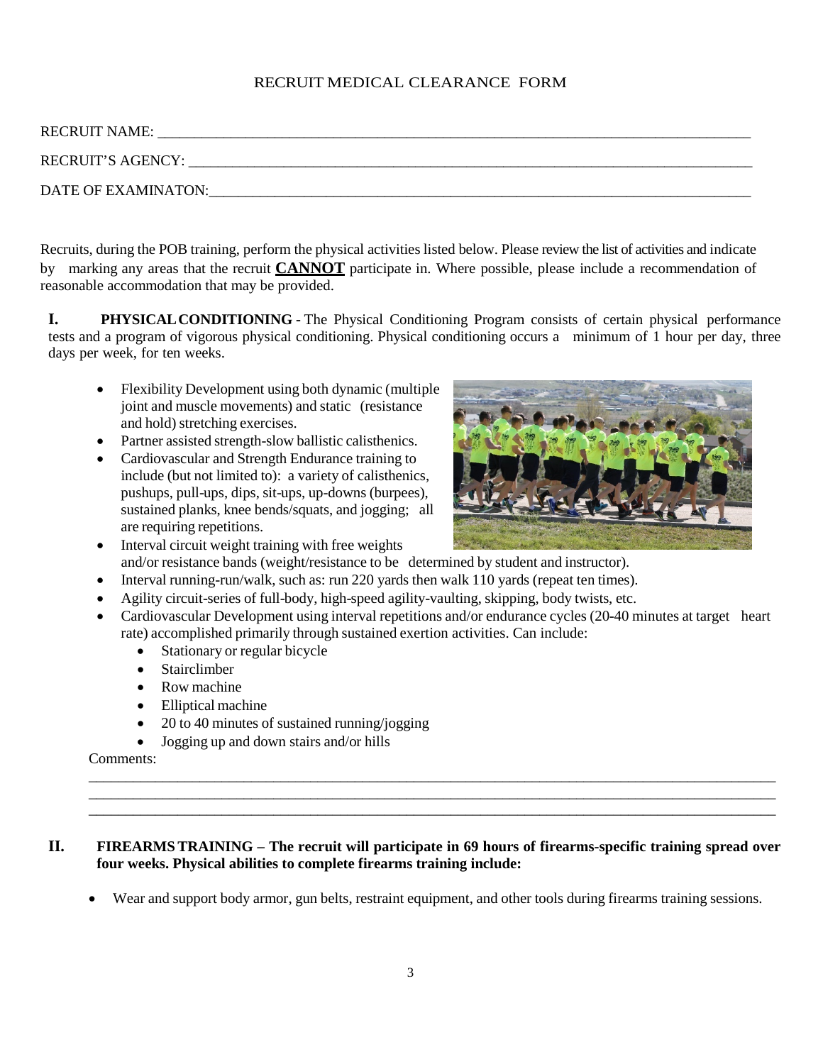# RECRUIT MEDICAL CLEARANCE FORM

RECRUIT NAME: ____________________________________________________________________________

RECRUIT'S AGENCY: ________________________________________________________________________

DATE OF EXAMINATON:______________________________________________________________________

Recruits, during the POB training, perform the physical activities listed below. Please review the list of activities and indicate by marking any areas that the recruit **CANNOT** participate in. Where possible, please include a recommendation of reasonable accommodation that may be provided.

## I. PHYSICAL CONDITIONING

**PHYSICAL CONDITIONING -** The Physical Conditioning Program consists of certain physical performance tests and a program of vigorous physical conditioning. Physical conditioning occurs a minimum of 1 hour per day, three days per week, for ten weeks.

- Flexibility Development using both dynamic (multiple joint and muscle movements) and static (resistance and hold) stretching exercises.
- Partner assisted strength-slow ballistic calisthenics.
- Cardiovascular and Strength Endurance training to include (but not limited to): a variety of calisthenics, pushups, pull-ups, dips, sit-ups, up-downs (burpees), sustained planks, knee bends/squats, and jogging; all are requiring repetitions.
- Interval circuit weight training with free weights and/or resistance bands (weight/resistance to be determined by student and instructor).
- Interval running-run/walk, such as: run 220 yards then walk 110 yards (repeat ten times).
- Agility circuit-series of full-body, high-speed agility-vaulting, skipping, body twists, etc.
- Cardiovascular Development using interval repetitions and/or endurance cycles (20-40 minutes at target heart rate) accomplished primarily through sustained exertion activities. Can include:
  - Stationary or regular bicycle
  - Stairclimber
  - Row machine
  - Elliptical machine
  - 20 to 40 minutes of sustained running/jogging
  - Jogging up and down stairs and/or hills

Comments:

______________________________________________________________________________________________

______________________________________________________________________________________________

______________________________________________________________________________________________

## II. FIREARMS TRAINING

**FIREARMS TRAINING – The recruit will participate in 69 hours of firearms-specific training spread over four weeks. Physical abilities to complete firearms training include:**

- Wear and support body armor, gun belts, restraint equipment, and other tools during firearms training sessions.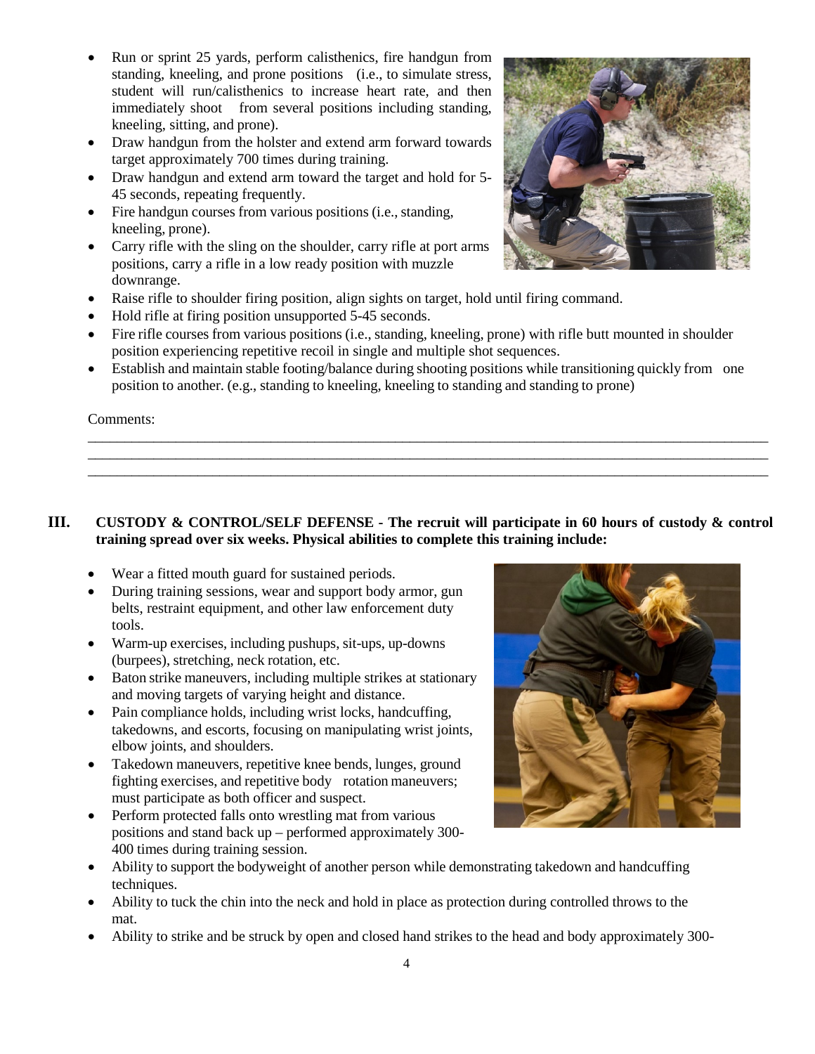- Run or sprint 25 yards, perform calisthenics, fire handgun from standing, kneeling, and prone positions (i.e., to simulate stress, student will run/calisthenics to increase heart rate, and then immediately shoot from several positions including standing, kneeling, sitting, and prone).
- Draw handgun from the holster and extend arm forward towards target approximately 700 times during training.
- Draw handgun and extend arm toward the target and hold for 5-45 seconds, repeating frequently.
- Fire handgun courses from various positions (i.e., standing, kneeling, prone).
- Carry rifle with the sling on the shoulder, carry rifle at port arms positions, carry a rifle in a low ready position with muzzle downrange.
- Raise rifle to shoulder firing position, align sights on target, hold until firing command.
- Hold rifle at firing position unsupported 5-45 seconds.
- Fire rifle courses from various positions (i.e., standing, kneeling, prone) with rifle butt mounted in shoulder position experiencing repetitive recoil in single and multiple shot sequences.
- Establish and maintain stable footing/balance during shooting positions while transitioning quickly from one position to another. (e.g., standing to kneeling, kneeling to standing and standing to prone)

Comments:

______________________________________________________________________________________

______________________________________________________________________________________

______________________________________________________________________________________

## III. CUSTODY & CONTROL/SELF DEFENSE - The recruit will participate in 60 hours of custody & control training spread over six weeks. Physical abilities to complete this training include:

- Wear a fitted mouth guard for sustained periods.
- During training sessions, wear and support body armor, gun belts, restraint equipment, and other law enforcement duty tools.
- Warm-up exercises, including pushups, sit-ups, up-downs (burpees), stretching, neck rotation, etc.
- Baton strike maneuvers, including multiple strikes at stationary and moving targets of varying height and distance.
- Pain compliance holds, including wrist locks, handcuffing, takedowns, and escorts, focusing on manipulating wrist joints, elbow joints, and shoulders.
- Takedown maneuvers, repetitive knee bends, lunges, ground fighting exercises, and repetitive body rotation maneuvers; must participate as both officer and suspect.
- Perform protected falls onto wrestling mat from various positions and stand back up – performed approximately 300-400 times during training session.
- Ability to support the bodyweight of another person while demonstrating takedown and handcuffing techniques.
- Ability to tuck the chin into the neck and hold in place as protection during controlled throws to the mat.
- Ability to strike and be struck by open and closed hand strikes to the head and body approximately 300-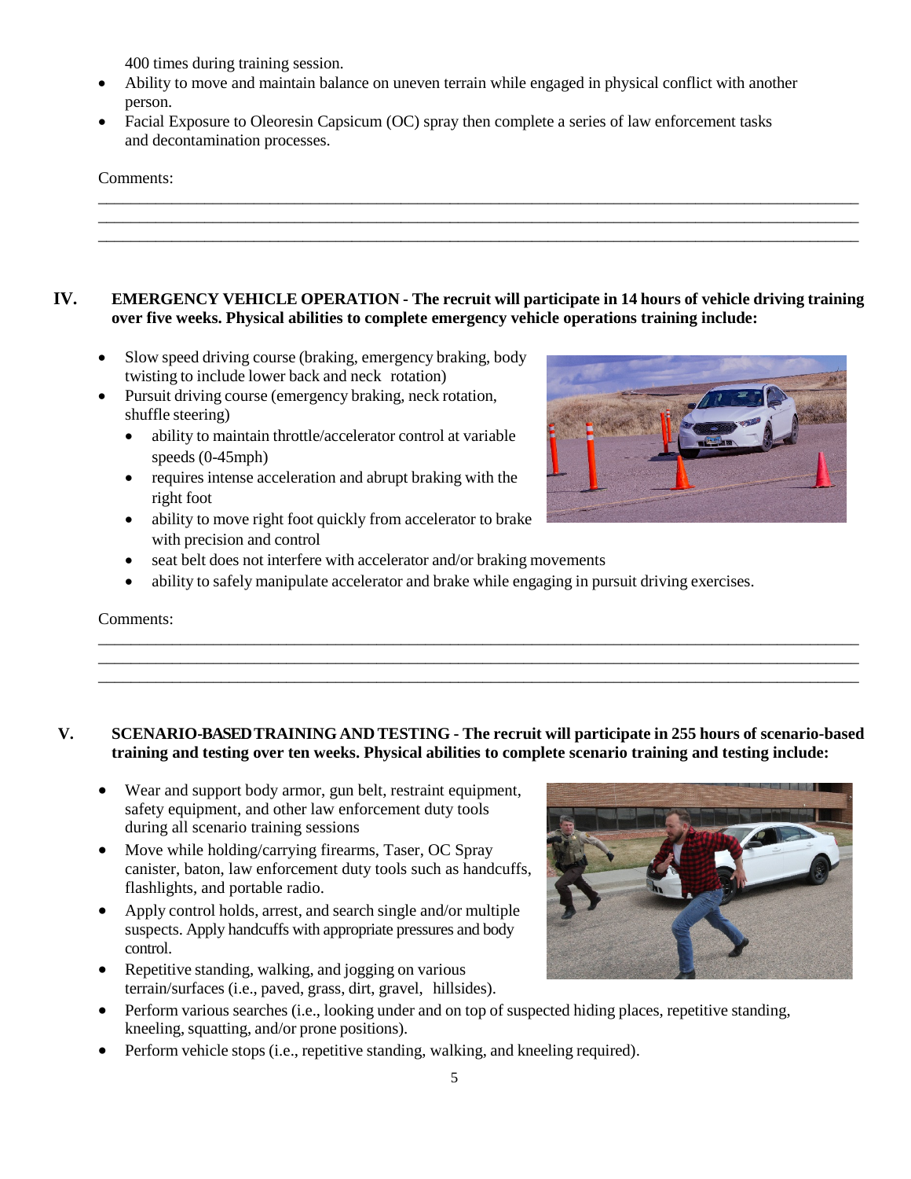400 times during training session.

- Ability to move and maintain balance on uneven terrain while engaged in physical conflict with another person.
- Facial Exposure to Oleoresin Capsicum (OC) spray then complete a series of law enforcement tasks and decontamination processes.

Comments:

______________________________________________________________________________________
______________________________________________________________________________________
______________________________________________________________________________________

## IV. EMERGENCY VEHICLE OPERATION - The recruit will participate in 14 hours of vehicle driving training over five weeks. Physical abilities to complete emergency vehicle operations training include:

- Slow speed driving course (braking, emergency braking, body twisting to include lower back and neck rotation)
- Pursuit driving course (emergency braking, neck rotation, shuffle steering)
  - ability to maintain throttle/accelerator control at variable speeds (0-45mph)
  - requires intense acceleration and abrupt braking with the right foot
  - ability to move right foot quickly from accelerator to brake with precision and control
  - seat belt does not interfere with accelerator and/or braking movements
  - ability to safely manipulate accelerator and brake while engaging in pursuit driving exercises.

Comments:

______________________________________________________________________________________
______________________________________________________________________________________
______________________________________________________________________________________

## V. SCENARIO-BASED TRAINING AND TESTING - The recruit will participate in 255 hours of scenario-based training and testing over ten weeks. Physical abilities to complete scenario training and testing include:

- Wear and support body armor, gun belt, restraint equipment, safety equipment, and other law enforcement duty tools during all scenario training sessions
- Move while holding/carrying firearms, Taser, OC Spray canister, baton, law enforcement duty tools such as handcuffs, flashlights, and portable radio.
- Apply control holds, arrest, and search single and/or multiple suspects. Apply handcuffs with appropriate pressures and body control.
- Repetitive standing, walking, and jogging on various terrain/surfaces (i.e., paved, grass, dirt, gravel, hillsides).
- Perform various searches (i.e., looking under and on top of suspected hiding places, repetitive standing, kneeling, squatting, and/or prone positions).
- Perform vehicle stops (i.e., repetitive standing, walking, and kneeling required).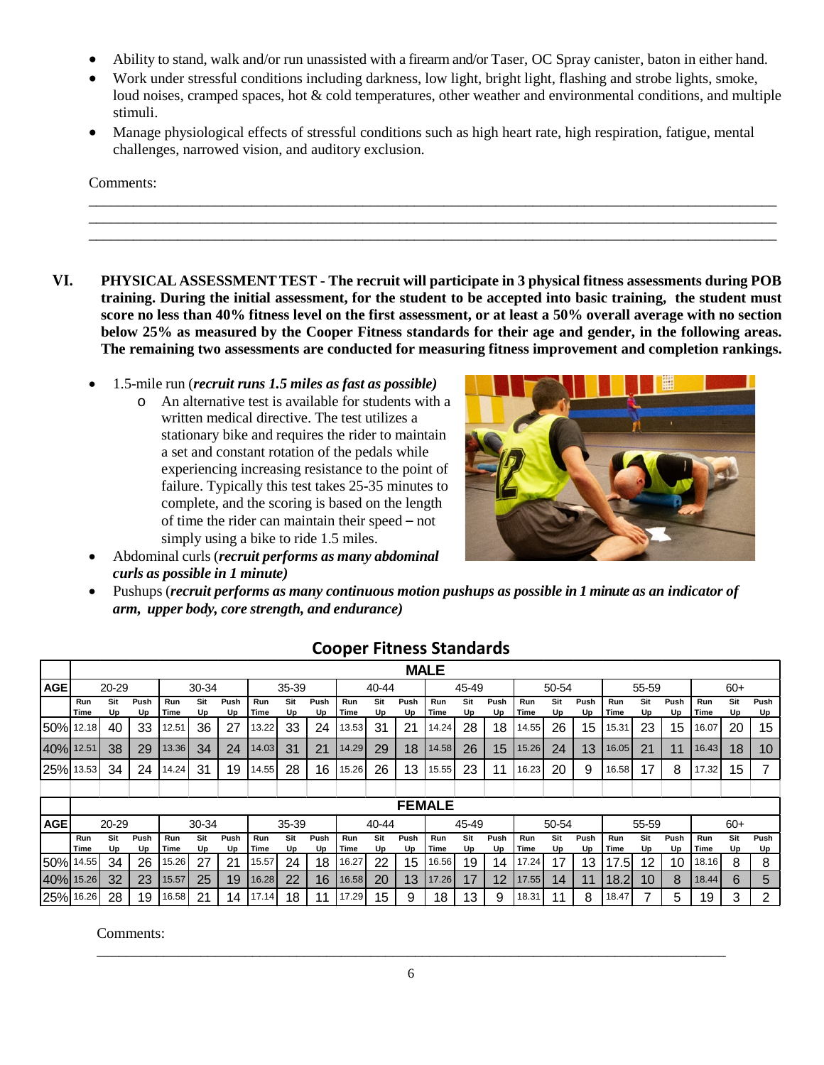- Ability to stand, walk and/or run unassisted with a firearm and/or Taser, OC Spray canister, baton in either hand.
- Work under stressful conditions including darkness, low light, bright light, flashing and strobe lights, smoke, loud noises, cramped spaces, hot & cold temperatures, other weather and environmental conditions, and multiple stimuli.
- Manage physiological effects of stressful conditions such as high heart rate, high respiration, fatigue, mental challenges, narrowed vision, and auditory exclusion.

Comments:

_______________________________________________________________________________________

_______________________________________________________________________________________

_______________________________________________________________________________________

## VI. PHYSICAL ASSESSMENT TEST - The recruit will participate in 3 physical fitness assessments during POB training. During the initial assessment, for the student to be accepted into basic training, the student must score no less than 40% fitness level on the first assessment, or at least a 50% overall average with no section below 25% as measured by the Cooper Fitness standards for their age and gender, in the following areas. The remaining two assessments are conducted for measuring fitness improvement and completion rankings.

- 1.5-mile run (***recruit runs 1.5 miles as fast as possible)***
  - o An alternative test is available for students with a written medical directive. The test utilizes a stationary bike and requires the rider to maintain a set and constant rotation of the pedals while experiencing increasing resistance to the point of failure. Typically this test takes 25-35 minutes to complete, and the scoring is based on the length of time the rider can maintain their speed – not simply using a bike to ride 1.5 miles.
- Abdominal curls (***recruit performs as many abdominal curls as possible in 1 minute)***
- Pushups (***recruit performs as many continuous motion pushups as possible in 1 minute as an indicator of arm, upper body, core strength, and endurance)***

### Cooper Fitness Standards

| | MALE | | | | | | | | | | | | | | | | | | | | | | | |
|---|---|---|---|---|---|---|---|---|---|---|---|---|---|---|---|---|---|---|---|---|---|---|---|---|
| AGE | 20-29 | | | 30-34 | | | 35-39 | | | 40-44 | | | 45-49 | | | 50-54 | | | 55-59 | | | 60+ | | |
| | Run Time | Sit Up | Push Up | Run Time | Sit Up | Push Up | Run Time | Sit Up | Push Up | Run Time | Sit Up | Push Up | Run Time | Sit Up | Push Up | Run Time | Sit Up | Push Up | Run Time | Sit Up | Push Up | Run Time | Sit Up | Push Up |
| 50% | 12.18 | 40 | 33 | 12.51 | 36 | 27 | 13.22 | 33 | 24 | 13.53 | 31 | 21 | 14.24 | 28 | 18 | 14.55 | 26 | 15 | 15.31 | 23 | 15 | 16.07 | 20 | 15 |
| 40% | 12.51 | 38 | 29 | 13.36 | 34 | 24 | 14.03 | 31 | 21 | 14.29 | 29 | 18 | 14.58 | 26 | 15 | 15.26 | 24 | 13 | 16.05 | 21 | 11 | 16.43 | 18 | 10 |
| 25% | 13.53 | 34 | 24 | 14.24 | 31 | 19 | 14.55 | 28 | 16 | 15.26 | 26 | 13 | 15.55 | 23 | 11 | 16.23 | 20 | 9 | 16.58 | 17 | 8 | 17.32 | 15 | 7 |
| | FEMALE | | | | | | | | | | | | | | | | | | | | | | | |
| AGE | 20-29 | | | 30-34 | | | 35-39 | | | 40-44 | | | 45-49 | | | 50-54 | | | 55-59 | | | 60+ | | |
| | Run Time | Sit Up | Push Up | Run Time | Sit Up | Push Up | Run Time | Sit Up | Push Up | Run Time | Sit Up | Push Up | Run Time | Sit Up | Push Up | Run Time | Sit Up | Push Up | Run Time | Sit Up | Push Up | Run Time | Sit Up | Push Up |
| 50% | 14.55 | 34 | 26 | 15.26 | 27 | 21 | 15.57 | 24 | 18 | 16.27 | 22 | 15 | 16.56 | 19 | 14 | 17.24 | 17 | 13 | 17.5 | 12 | 10 | 18.16 | 8 | 8 |
| 40% | 15.26 | 32 | 23 | 15.57 | 25 | 19 | 16.28 | 22 | 16 | 16.58 | 20 | 13 | 17.26 | 17 | 12 | 17.55 | 14 | 11 | 18.2 | 10 | 8 | 18.44 | 6 | 5 |
| 25% | 16.26 | 28 | 19 | 16.58 | 21 | 14 | 17.14 | 18 | 11 | 17.29 | 15 | 9 | 18 | 13 | 9 | 18.31 | 11 | 8 | 18.47 | 7 | 5 | 19 | 3 | 2 |

Comments:

_______________________________________________________________________________________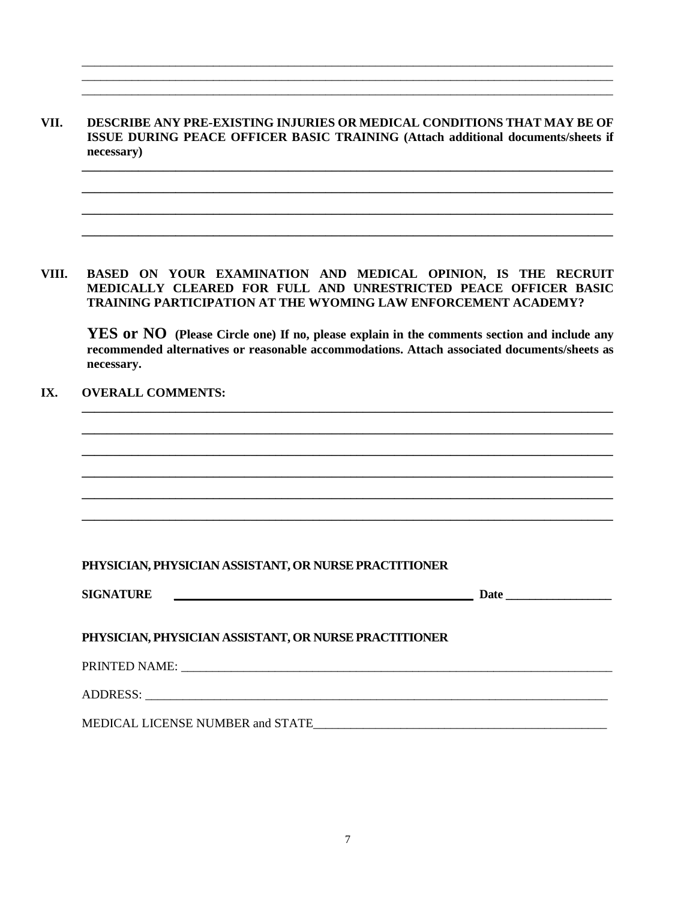\_\_\_\_\_\_\_\_\_\_\_\_\_\_\_\_\_\_\_\_\_\_\_\_\_\_\_\_\_\_\_\_\_\_\_\_\_\_\_\_\_\_\_\_\_\_\_\_\_\_\_\_\_\_\_\_\_\_\_\_\_\_\_\_\_\_\_\_\_\_\_\_\_\_\_\_\_\_

\_\_\_\_\_\_\_\_\_\_\_\_\_\_\_\_\_\_\_\_\_\_\_\_\_\_\_\_\_\_\_\_\_\_\_\_\_\_\_\_\_\_\_\_\_\_\_\_\_\_\_\_\_\_\_\_\_\_\_\_\_\_\_\_\_\_\_\_\_\_\_\_\_\_\_\_\_\_

\_\_\_\_\_\_\_\_\_\_\_\_\_\_\_\_\_\_\_\_\_\_\_\_\_\_\_\_\_\_\_\_\_\_\_\_\_\_\_\_\_\_\_\_\_\_\_\_\_\_\_\_\_\_\_\_\_\_\_\_\_\_\_\_\_\_\_\_\_\_\_\_\_\_\_\_\_\_

**VII. DESCRIBE ANY PRE-EXISTING INJURIES OR MEDICAL CONDITIONS THAT MAY BE OF ISSUE DURING PEACE OFFICER BASIC TRAINING (Attach additional documents/sheets if necessary)**

\_\_\_\_\_\_\_\_\_\_\_\_\_\_\_\_\_\_\_\_\_\_\_\_\_\_\_\_\_\_\_\_\_\_\_\_\_\_\_\_\_\_\_\_\_\_\_\_\_\_\_\_\_\_\_\_\_\_\_\_\_\_\_\_\_\_\_\_\_\_\_\_\_\_\_\_\_\_

\_\_\_\_\_\_\_\_\_\_\_\_\_\_\_\_\_\_\_\_\_\_\_\_\_\_\_\_\_\_\_\_\_\_\_\_\_\_\_\_\_\_\_\_\_\_\_\_\_\_\_\_\_\_\_\_\_\_\_\_\_\_\_\_\_\_\_\_\_\_\_\_\_\_\_\_\_\_

\_\_\_\_\_\_\_\_\_\_\_\_\_\_\_\_\_\_\_\_\_\_\_\_\_\_\_\_\_\_\_\_\_\_\_\_\_\_\_\_\_\_\_\_\_\_\_\_\_\_\_\_\_\_\_\_\_\_\_\_\_\_\_\_\_\_\_\_\_\_\_\_\_\_\_\_\_\_

\_\_\_\_\_\_\_\_\_\_\_\_\_\_\_\_\_\_\_\_\_\_\_\_\_\_\_\_\_\_\_\_\_\_\_\_\_\_\_\_\_\_\_\_\_\_\_\_\_\_\_\_\_\_\_\_\_\_\_\_\_\_\_\_\_\_\_\_\_\_\_\_\_\_\_\_\_\_

**VIII. BASED ON YOUR EXAMINATION AND MEDICAL OPINION, IS THE RECRUIT MEDICALLY CLEARED FOR FULL AND UNRESTRICTED PEACE OFFICER BASIC TRAINING PARTICIPATION AT THE WYOMING LAW ENFORCEMENT ACADEMY?**

**YES or NO (Please Circle one) If no, please explain in the comments section and include any recommended alternatives or reasonable accommodations. Attach associated documents/sheets as necessary.**

**IX. OVERALL COMMENTS:**

\_\_\_\_\_\_\_\_\_\_\_\_\_\_\_\_\_\_\_\_\_\_\_\_\_\_\_\_\_\_\_\_\_\_\_\_\_\_\_\_\_\_\_\_\_\_\_\_\_\_\_\_\_\_\_\_\_\_\_\_\_\_\_\_\_\_\_\_\_\_\_\_\_\_\_\_\_\_

\_\_\_\_\_\_\_\_\_\_\_\_\_\_\_\_\_\_\_\_\_\_\_\_\_\_\_\_\_\_\_\_\_\_\_\_\_\_\_\_\_\_\_\_\_\_\_\_\_\_\_\_\_\_\_\_\_\_\_\_\_\_\_\_\_\_\_\_\_\_\_\_\_\_\_\_\_\_

\_\_\_\_\_\_\_\_\_\_\_\_\_\_\_\_\_\_\_\_\_\_\_\_\_\_\_\_\_\_\_\_\_\_\_\_\_\_\_\_\_\_\_\_\_\_\_\_\_\_\_\_\_\_\_\_\_\_\_\_\_\_\_\_\_\_\_\_\_\_\_\_\_\_\_\_\_\_

\_\_\_\_\_\_\_\_\_\_\_\_\_\_\_\_\_\_\_\_\_\_\_\_\_\_\_\_\_\_\_\_\_\_\_\_\_\_\_\_\_\_\_\_\_\_\_\_\_\_\_\_\_\_\_\_\_\_\_\_\_\_\_\_\_\_\_\_\_\_\_\_\_\_\_\_\_\_

\_\_\_\_\_\_\_\_\_\_\_\_\_\_\_\_\_\_\_\_\_\_\_\_\_\_\_\_\_\_\_\_\_\_\_\_\_\_\_\_\_\_\_\_\_\_\_\_\_\_\_\_\_\_\_\_\_\_\_\_\_\_\_\_\_\_\_\_\_\_\_\_\_\_\_\_\_\_

\_\_\_\_\_\_\_\_\_\_\_\_\_\_\_\_\_\_\_\_\_\_\_\_\_\_\_\_\_\_\_\_\_\_\_\_\_\_\_\_\_\_\_\_\_\_\_\_\_\_\_\_\_\_\_\_\_\_\_\_\_\_\_\_\_\_\_\_\_\_\_\_\_\_\_\_\_\_

**PHYSICIAN, PHYSICIAN ASSISTANT, OR NURSE PRACTITIONER**

**SIGNATURE** \_\_\_\_\_\_\_\_\_\_\_\_\_\_\_\_\_\_\_\_\_\_\_\_\_\_\_\_\_\_\_\_\_\_\_\_\_\_\_\_\_\_\_\_ **Date** \_\_\_\_\_\_\_\_\_\_\_\_\_\_\_\_\_

**PHYSICIAN, PHYSICIAN ASSISTANT, OR NURSE PRACTITIONER**

PRINTED NAME: \_\_\_\_\_\_\_\_\_\_\_\_\_\_\_\_\_\_\_\_\_\_\_\_\_\_\_\_\_\_\_\_\_\_\_\_\_\_\_\_\_\_\_\_\_\_\_\_\_\_\_\_\_\_\_\_\_\_\_\_\_\_

ADDRESS: \_\_\_\_\_\_\_\_\_\_\_\_\_\_\_\_\_\_\_\_\_\_\_\_\_\_\_\_\_\_\_\_\_\_\_\_\_\_\_\_\_\_\_\_\_\_\_\_\_\_\_\_\_\_\_\_\_\_\_\_\_\_\_\_\_\_\_

MEDICAL LICENSE NUMBER and STATE\_\_\_\_\_\_\_\_\_\_\_\_\_\_\_\_\_\_\_\_\_\_\_\_\_\_\_\_\_\_\_\_\_\_\_\_\_\_\_\_\_\_\_\_\_\_